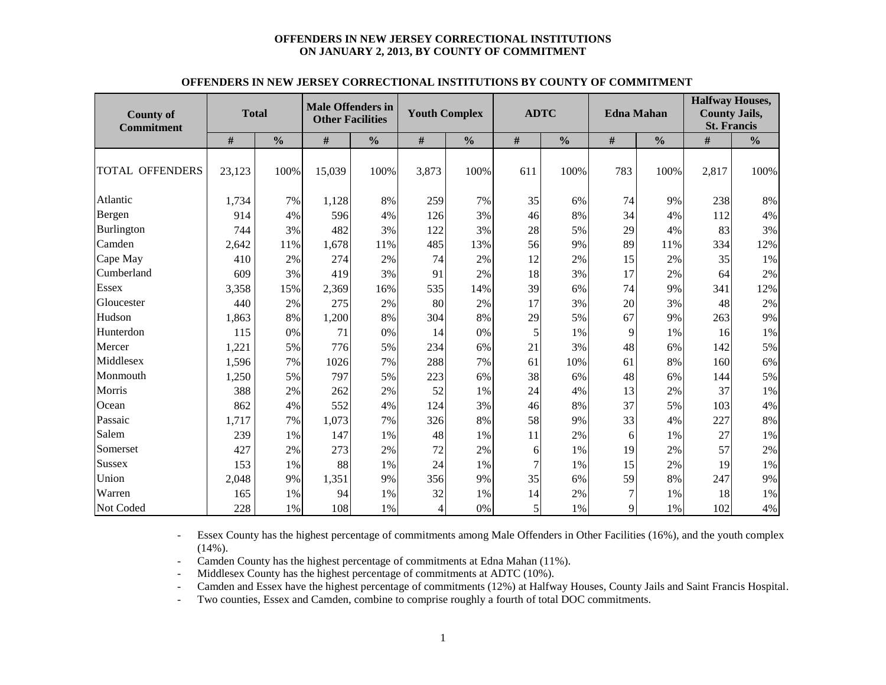# OFFENDERS IN NEW JERSEY CORRECTIONAL INSTITUTIONS ON JANUARY 2, 2013, BY COUNTY OF COMMITMENT

## OFFENDERS IN NEW JERSEY CORRECTIONAL INSTITUTIONS BY COUNTY OF COMMITMENT

| County of Commitment | Total | | Male Offenders in Other Facilities | | Youth Complex | | ADTC | | Edna Mahan | | Halfway Houses, County Jails, St. Francis | |
|---|---|---|---|---|---|---|---|---|---|---|---|---|
| | # | % | # | % | # | % | # | % | # | % | # | % |
| TOTAL OFFENDERS | 23,123 | 100% | 15,039 | 100% | 3,873 | 100% | 611 | 100% | 783 | 100% | 2,817 | 100% |
| Atlantic | 1,734 | 7% | 1,128 | 8% | 259 | 7% | 35 | 6% | 74 | 9% | 238 | 8% |
| Bergen | 914 | 4% | 596 | 4% | 126 | 3% | 46 | 8% | 34 | 4% | 112 | 4% |
| Burlington | 744 | 3% | 482 | 3% | 122 | 3% | 28 | 5% | 29 | 4% | 83 | 3% |
| Camden | 2,642 | 11% | 1,678 | 11% | 485 | 13% | 56 | 9% | 89 | 11% | 334 | 12% |
| Cape May | 410 | 2% | 274 | 2% | 74 | 2% | 12 | 2% | 15 | 2% | 35 | 1% |
| Cumberland | 609 | 3% | 419 | 3% | 91 | 2% | 18 | 3% | 17 | 2% | 64 | 2% |
| Essex | 3,358 | 15% | 2,369 | 16% | 535 | 14% | 39 | 6% | 74 | 9% | 341 | 12% |
| Gloucester | 440 | 2% | 275 | 2% | 80 | 2% | 17 | 3% | 20 | 3% | 48 | 2% |
| Hudson | 1,863 | 8% | 1,200 | 8% | 304 | 8% | 29 | 5% | 67 | 9% | 263 | 9% |
| Hunterdon | 115 | 0% | 71 | 0% | 14 | 0% | 5 | 1% | 9 | 1% | 16 | 1% |
| Mercer | 1,221 | 5% | 776 | 5% | 234 | 6% | 21 | 3% | 48 | 6% | 142 | 5% |
| Middlesex | 1,596 | 7% | 1026 | 7% | 288 | 7% | 61 | 10% | 61 | 8% | 160 | 6% |
| Monmouth | 1,250 | 5% | 797 | 5% | 223 | 6% | 38 | 6% | 48 | 6% | 144 | 5% |
| Morris | 388 | 2% | 262 | 2% | 52 | 1% | 24 | 4% | 13 | 2% | 37 | 1% |
| Ocean | 862 | 4% | 552 | 4% | 124 | 3% | 46 | 8% | 37 | 5% | 103 | 4% |
| Passaic | 1,717 | 7% | 1,073 | 7% | 326 | 8% | 58 | 9% | 33 | 4% | 227 | 8% |
| Salem | 239 | 1% | 147 | 1% | 48 | 1% | 11 | 2% | 6 | 1% | 27 | 1% |
| Somerset | 427 | 2% | 273 | 2% | 72 | 2% | 6 | 1% | 19 | 2% | 57 | 2% |
| Sussex | 153 | 1% | 88 | 1% | 24 | 1% | 7 | 1% | 15 | 2% | 19 | 1% |
| Union | 2,048 | 9% | 1,351 | 9% | 356 | 9% | 35 | 6% | 59 | 8% | 247 | 9% |
| Warren | 165 | 1% | 94 | 1% | 32 | 1% | 14 | 2% | 7 | 1% | 18 | 1% |
| Not Coded | 228 | 1% | 108 | 1% | 4 | 0% | 5 | 1% | 9 | 1% | 102 | 4% |

- Essex County has the highest percentage of commitments among Male Offenders in Other Facilities (16%), and the youth complex (14%).
- Camden County has the highest percentage of commitments at Edna Mahan (11%).
- Middlesex County has the highest percentage of commitments at ADTC (10%).
- Camden and Essex have the highest percentage of commitments (12%) at Halfway Houses, County Jails and Saint Francis Hospital.
- Two counties, Essex and Camden, combine to comprise roughly a fourth of total DOC commitments.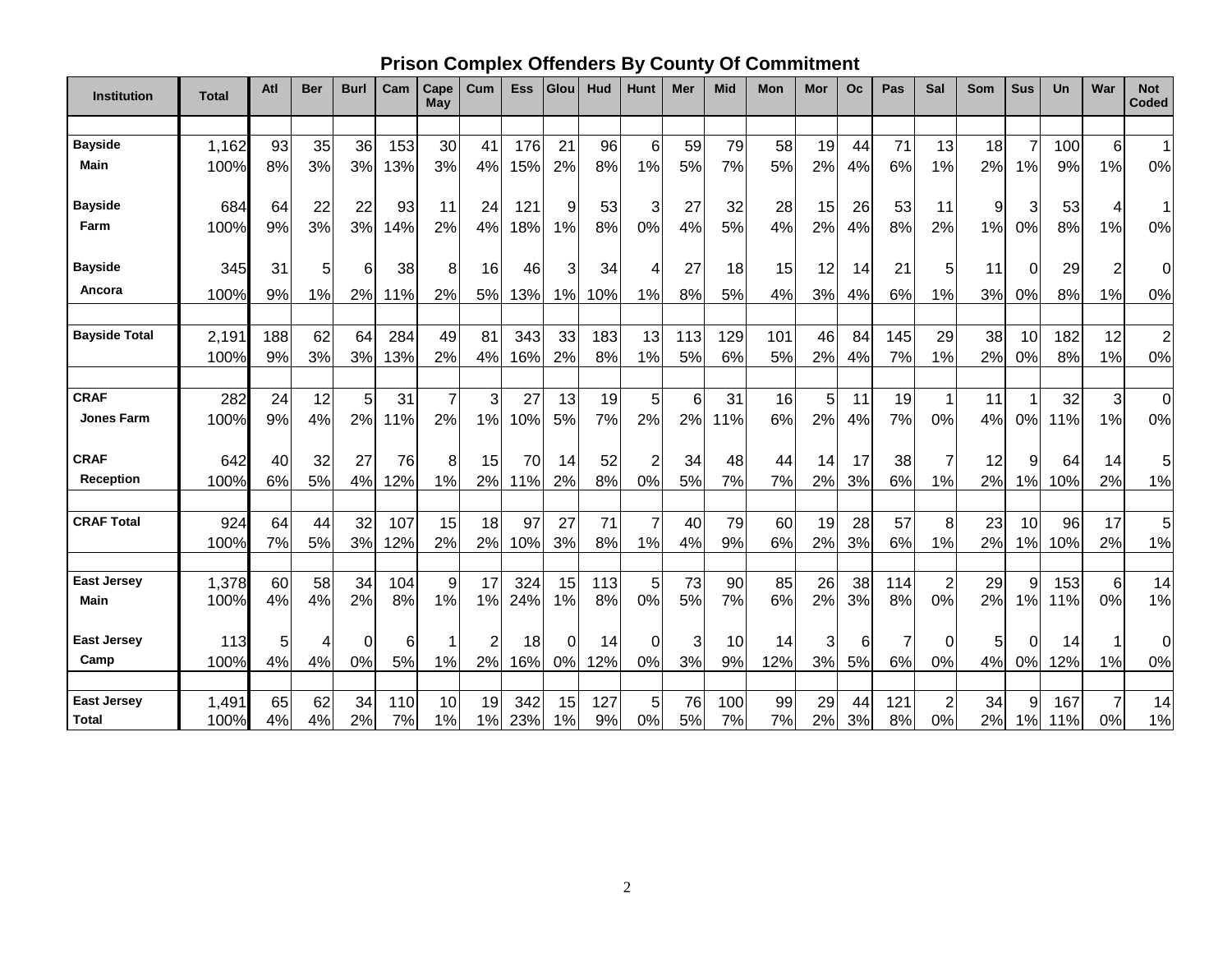# Prison Complex Offenders By County Of Commitment

| Institution | Total | Atl | Ber | Burl | Cam | Cape May | Cum | Ess | Glou | Hud | Hunt | Mer | Mid | Mon | Mor | Oc | Pas | Sal | Som | Sus | Un | War | Not Coded |
|---|---|---|---|---|---|---|---|---|---|---|---|---|---|---|---|---|---|---|---|---|---|---|---|
| **Bayside Main** | 1,162 | 93 | 35 | 36 | 153 | 30 | 41 | 176 | 21 | 96 | 6 | 59 | 79 | 58 | 19 | 44 | 71 | 13 | 18 | 7 | 100 | 6 | 1 |
| | 100% | 8% | 3% | 3% | 13% | 3% | 4% | 15% | 2% | 8% | 1% | 5% | 7% | 5% | 2% | 4% | 6% | 1% | 2% | 1% | 9% | 1% | 0% |
| **Bayside Farm** | 684 | 64 | 22 | 22 | 93 | 11 | 24 | 121 | 9 | 53 | 3 | 27 | 32 | 28 | 15 | 26 | 53 | 11 | 9 | 3 | 53 | 4 | 1 |
| | 100% | 9% | 3% | 3% | 14% | 2% | 4% | 18% | 1% | 8% | 0% | 4% | 5% | 4% | 2% | 4% | 8% | 2% | 1% | 0% | 8% | 1% | 0% |
| **Bayside Ancora** | 345 | 31 | 5 | 6 | 38 | 8 | 16 | 46 | 3 | 34 | 4 | 27 | 18 | 15 | 12 | 14 | 21 | 5 | 11 | 0 | 29 | 2 | 0 |
| | 100% | 9% | 1% | 2% | 11% | 2% | 5% | 13% | 1% | 10% | 1% | 8% | 5% | 4% | 3% | 4% | 6% | 1% | 3% | 0% | 8% | 1% | 0% |
| **Bayside Total** | 2,191 | 188 | 62 | 64 | 284 | 49 | 81 | 343 | 33 | 183 | 13 | 113 | 129 | 101 | 46 | 84 | 145 | 29 | 38 | 10 | 182 | 12 | 2 |
| | 100% | 9% | 3% | 3% | 13% | 2% | 4% | 16% | 2% | 8% | 1% | 5% | 6% | 5% | 2% | 4% | 7% | 1% | 2% | 0% | 8% | 1% | 0% |
| **CRAF Jones Farm** | 282 | 24 | 12 | 5 | 31 | 7 | 3 | 27 | 13 | 19 | 5 | 6 | 31 | 16 | 5 | 11 | 19 | 1 | 11 | 1 | 32 | 3 | 0 |
| | 100% | 9% | 4% | 2% | 11% | 2% | 1% | 10% | 5% | 7% | 2% | 2% | 11% | 6% | 2% | 4% | 7% | 0% | 4% | 0% | 11% | 1% | 0% |
| **CRAF Reception** | 642 | 40 | 32 | 27 | 76 | 8 | 15 | 70 | 14 | 52 | 2 | 34 | 48 | 44 | 14 | 17 | 38 | 7 | 12 | 9 | 64 | 14 | 5 |
| | 100% | 6% | 5% | 4% | 12% | 1% | 2% | 11% | 2% | 8% | 0% | 5% | 7% | 7% | 2% | 3% | 6% | 1% | 2% | 1% | 10% | 2% | 1% |
| **CRAF Total** | 924 | 64 | 44 | 32 | 107 | 15 | 18 | 97 | 27 | 71 | 7 | 40 | 79 | 60 | 19 | 28 | 57 | 8 | 23 | 10 | 96 | 17 | 5 |
| | 100% | 7% | 5% | 3% | 12% | 2% | 2% | 10% | 3% | 8% | 1% | 4% | 9% | 6% | 2% | 3% | 6% | 1% | 2% | 1% | 10% | 2% | 1% |
| **East Jersey Main** | 1,378 | 60 | 58 | 34 | 104 | 9 | 17 | 324 | 15 | 113 | 5 | 73 | 90 | 85 | 26 | 38 | 114 | 2 | 29 | 9 | 153 | 6 | 14 |
| | 100% | 4% | 4% | 2% | 8% | 1% | 1% | 24% | 1% | 8% | 0% | 5% | 7% | 6% | 2% | 3% | 8% | 0% | 2% | 1% | 11% | 0% | 1% |
| **East Jersey Camp** | 113 | 5 | 4 | 0 | 6 | 1 | 2 | 18 | 0 | 14 | 0 | 3 | 10 | 14 | 3 | 6 | 7 | 0 | 5 | 0 | 14 | 1 | 0 |
| | 100% | 4% | 4% | 0% | 5% | 1% | 2% | 16% | 0% | 12% | 0% | 3% | 9% | 12% | 3% | 5% | 6% | 0% | 4% | 0% | 12% | 1% | 0% |
| **East Jersey Total** | 1,491 | 65 | 62 | 34 | 110 | 10 | 19 | 342 | 15 | 127 | 5 | 76 | 100 | 99 | 29 | 44 | 121 | 2 | 34 | 9 | 167 | 7 | 14 |
| | 100% | 4% | 4% | 2% | 7% | 1% | 1% | 23% | 1% | 9% | 0% | 5% | 7% | 7% | 2% | 3% | 8% | 0% | 2% | 1% | 11% | 0% | 1% |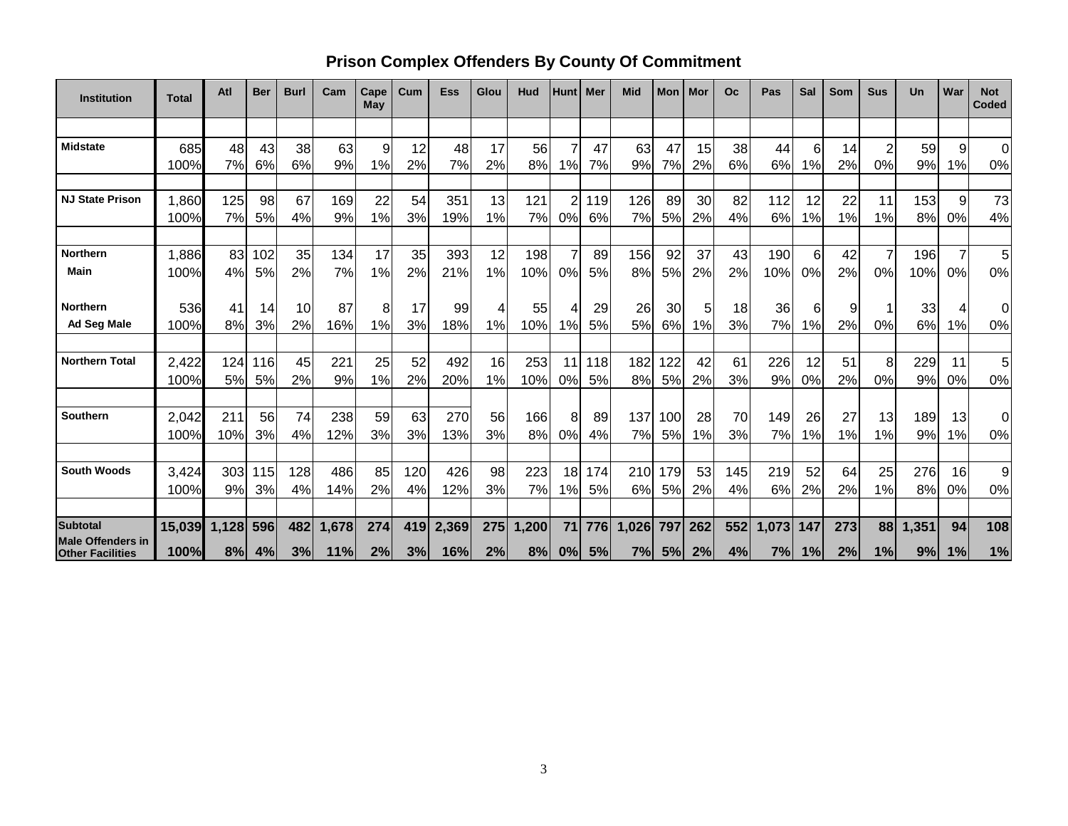## Prison Complex Offenders By County Of Commitment

| Institution | Total | Atl | Ber | Burl | Cam | Cape May | Cum | Ess | Glou | Hud | Hunt | Mer | Mid | Mon | Mor | Oc | Pas | Sal | Som | Sus | Un | War | Not Coded |
|---|---|---|---|---|---|---|---|---|---|---|---|---|---|---|---|---|---|---|---|---|---|---|---|
| Midstate | 685 | 48 | 43 | 38 | 63 | 9 | 12 | 48 | 17 | 56 | 7 | 47 | 63 | 47 | 15 | 38 | 44 | 6 | 14 | 2 | 59 | 9 | 0 |
| | 100% | 7% | 6% | 6% | 9% | 1% | 2% | 7% | 2% | 8% | 1% | 7% | 9% | 7% | 2% | 6% | 6% | 1% | 2% | 0% | 9% | 1% | 0% |
| NJ State Prison | 1,860 | 125 | 98 | 67 | 169 | 22 | 54 | 351 | 13 | 121 | 2 | 119 | 126 | 89 | 30 | 82 | 112 | 12 | 22 | 11 | 153 | 9 | 73 |
| | 100% | 7% | 5% | 4% | 9% | 1% | 3% | 19% | 1% | 7% | 0% | 6% | 7% | 5% | 2% | 4% | 6% | 1% | 1% | 1% | 8% | 0% | 4% |
| Northern Main | 1,886 | 83 | 102 | 35 | 134 | 17 | 35 | 393 | 12 | 198 | 7 | 89 | 156 | 92 | 37 | 43 | 190 | 6 | 42 | 7 | 196 | 7 | 5 |
| | 100% | 4% | 5% | 2% | 7% | 1% | 2% | 21% | 1% | 10% | 0% | 5% | 8% | 5% | 2% | 2% | 10% | 0% | 2% | 0% | 10% | 0% | 0% |
| Northern Ad Seg Male | 536 | 41 | 14 | 10 | 87 | 8 | 17 | 99 | 4 | 55 | 4 | 29 | 26 | 30 | 5 | 18 | 36 | 6 | 9 | 1 | 33 | 4 | 0 |
| | 100% | 8% | 3% | 2% | 16% | 1% | 3% | 18% | 1% | 10% | 1% | 5% | 5% | 6% | 1% | 3% | 7% | 1% | 2% | 0% | 6% | 1% | 0% |
| Northern Total | 2,422 | 124 | 116 | 45 | 221 | 25 | 52 | 492 | 16 | 253 | 11 | 118 | 182 | 122 | 42 | 61 | 226 | 12 | 51 | 8 | 229 | 11 | 5 |
| | 100% | 5% | 5% | 2% | 9% | 1% | 2% | 20% | 1% | 10% | 0% | 5% | 8% | 5% | 2% | 3% | 9% | 0% | 2% | 0% | 9% | 0% | 0% |
| Southern | 2,042 | 211 | 56 | 74 | 238 | 59 | 63 | 270 | 56 | 166 | 8 | 89 | 137 | 100 | 28 | 70 | 149 | 26 | 27 | 13 | 189 | 13 | 0 |
| | 100% | 10% | 3% | 4% | 12% | 3% | 3% | 13% | 3% | 8% | 0% | 4% | 7% | 5% | 1% | 3% | 7% | 1% | 1% | 1% | 9% | 1% | 0% |
| South Woods | 3,424 | 303 | 115 | 128 | 486 | 85 | 120 | 426 | 98 | 223 | 18 | 174 | 210 | 179 | 53 | 145 | 219 | 52 | 64 | 25 | 276 | 16 | 9 |
| | 100% | 9% | 3% | 4% | 14% | 2% | 4% | 12% | 3% | 7% | 1% | 5% | 6% | 5% | 2% | 4% | 6% | 2% | 2% | 1% | 8% | 0% | 0% |
| **Subtotal Male Offenders in Other Facilities** | **15,039** | **1,128** | **596** | **482** | **1,678** | **274** | **419** | **2,369** | **275** | **1,200** | **71** | **776** | **1,026** | **797** | **262** | **552** | **1,073** | **147** | **273** | **88** | **1,351** | **94** | **108** |
| | **100%** | **8%** | **4%** | **3%** | **11%** | **2%** | **3%** | **16%** | **2%** | **8%** | **0%** | **5%** | **7%** | **5%** | **2%** | **4%** | **7%** | **1%** | **2%** | **1%** | **9%** | **1%** | **1%** |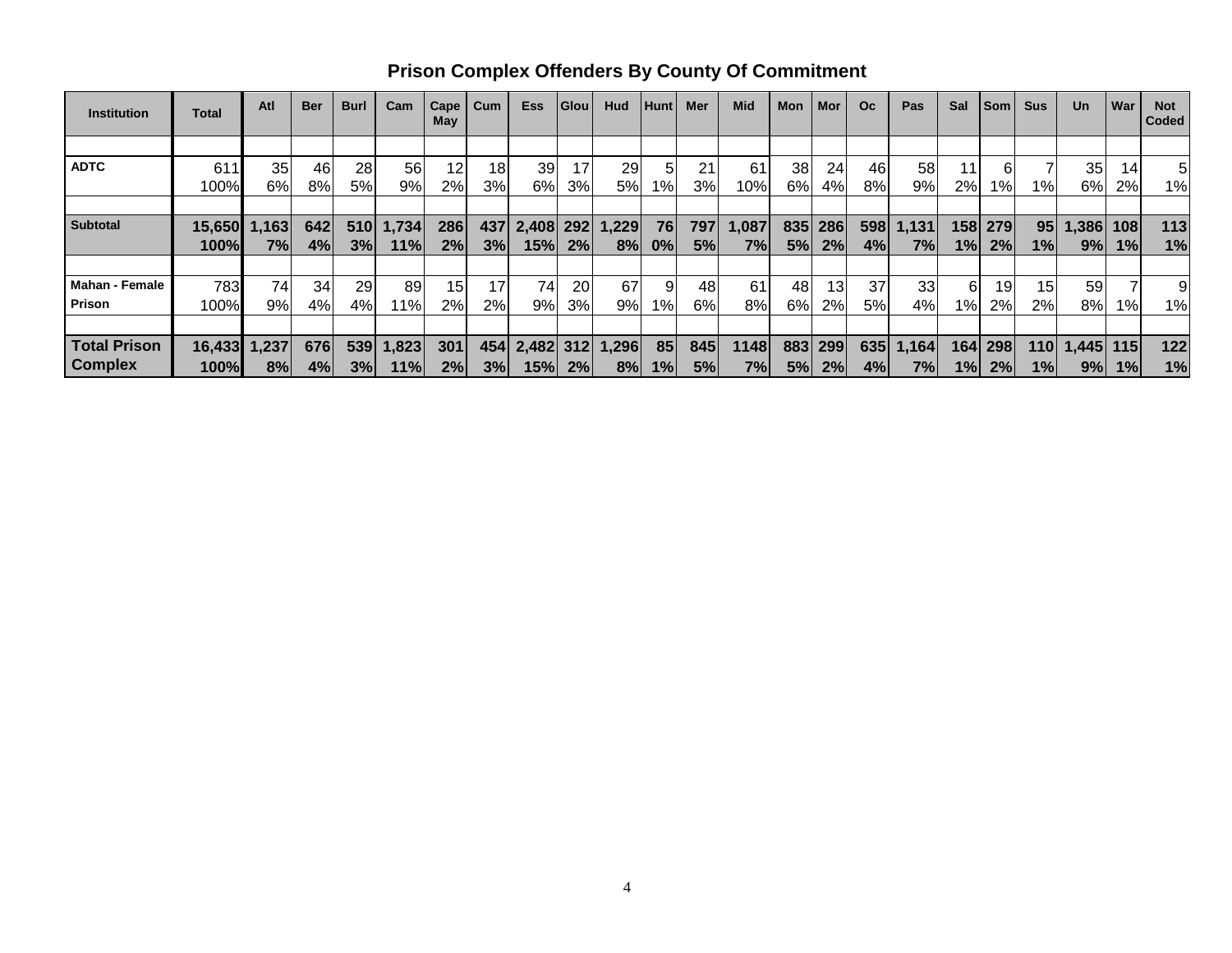## Prison Complex Offenders By County Of Commitment

| Institution | Total | Atl | Ber | Burl | Cam | Cape May | Cum | Ess | Glou | Hud | Hunt | Mer | Mid | Mon | Mor | Oc | Pas | Sal | Som | Sus | Un | War | Not Coded |
|---|---|---|---|---|---|---|---|---|---|---|---|---|---|---|---|---|---|---|---|---|---|---|---|
| ADTC | 611<br>100% | 35<br>6% | 46<br>8% | 28<br>5% | 56<br>9% | 12<br>2% | 18<br>3% | 39<br>6% | 17<br>3% | 29<br>5% | 5<br>1% | 21<br>3% | 61<br>10% | 38<br>6% | 24<br>4% | 46<br>8% | 58<br>9% | 11<br>2% | 6<br>1% | 7<br>1% | 35<br>6% | 14<br>2% | 5<br>1% |
| **Subtotal** | **15,650<br>100%** | **1,163<br>7%** | **642<br>4%** | **510<br>3%** | **1,734<br>11%** | **286<br>2%** | **437<br>3%** | **2,408<br>15%** | **292<br>2%** | **1,229<br>8%** | **76<br>0%** | **797<br>5%** | **1,087<br>7%** | **835<br>5%** | **286<br>2%** | **598<br>4%** | **1,131<br>7%** | **158<br>1%** | **279<br>2%** | **95<br>1%** | **1,386<br>9%** | **108<br>1%** | **113<br>1%** |
| Mahan - Female Prison | 783<br>100% | 74<br>9% | 34<br>4% | 29<br>4% | 89<br>11% | 15<br>2% | 17<br>2% | 74<br>9% | 20<br>3% | 67<br>9% | 9<br>1% | 48<br>6% | 61<br>8% | 48<br>6% | 13<br>2% | 37<br>5% | 33<br>4% | 6<br>1% | 19<br>2% | 15<br>2% | 59<br>8% | 7<br>1% | 9<br>1% |
| **Total Prison Complex** | **16,433<br>100%** | **1,237<br>8%** | **676<br>4%** | **539<br>3%** | **1,823<br>11%** | **301<br>2%** | **454<br>3%** | **2,482<br>15%** | **312<br>2%** | **1,296<br>8%** | **85<br>1%** | **845<br>5%** | **1148<br>7%** | **883<br>5%** | **299<br>2%** | **635<br>4%** | **1,164<br>7%** | **164<br>1%** | **298<br>2%** | **110<br>1%** | **1,445<br>9%** | **115<br>1%** | **122<br>1%** |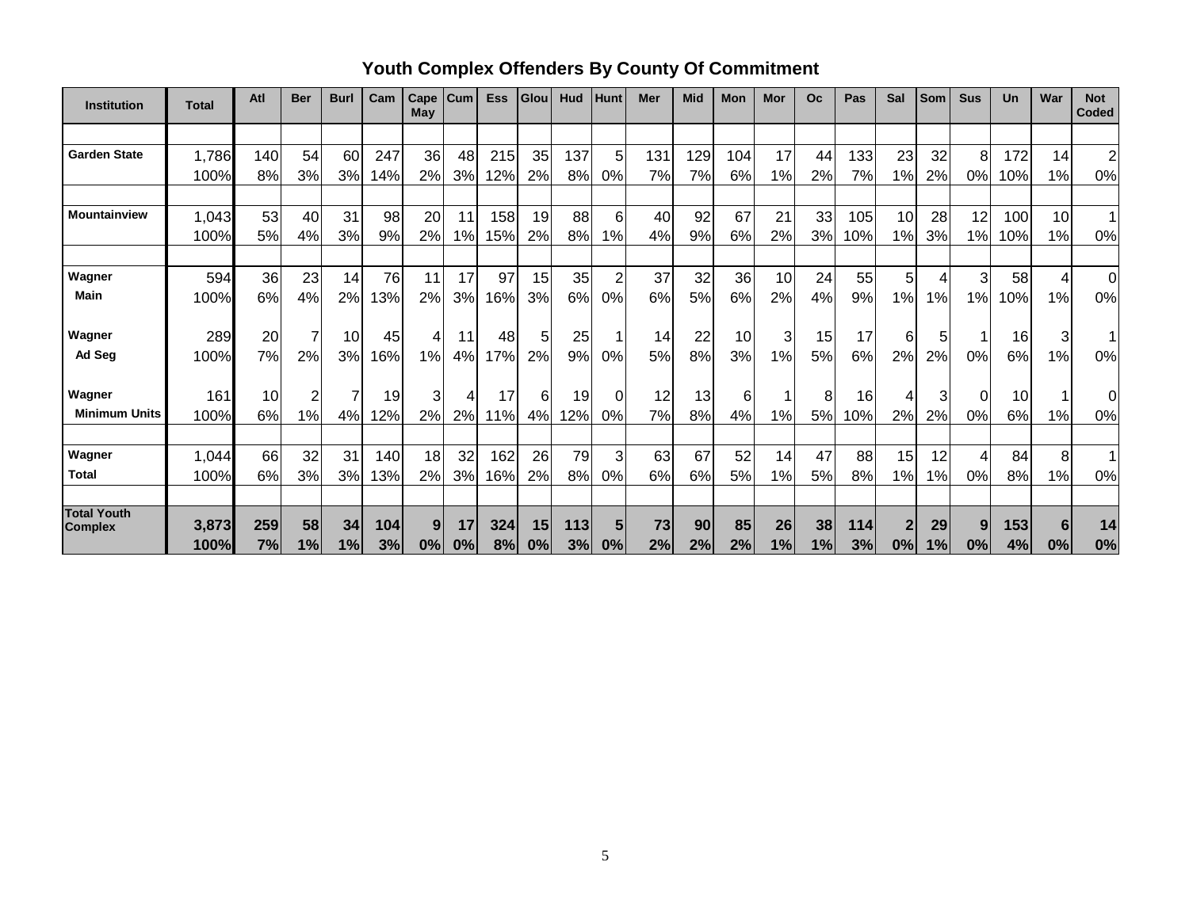# Youth Complex Offenders By County Of Commitment

| Institution | Total | Atl | Ber | Burl | Cam | Cape May | Cum | Ess | Glou | Hud | Hunt | Mer | Mid | Mon | Mor | Oc | Pas | Sal | Som | Sus | Un | War | Not Coded |
|---|---|---|---|---|---|---|---|---|---|---|---|---|---|---|---|---|---|---|---|---|---|---|---|
| Garden State | 1,786 | 140 | 54 | 60 | 247 | 36 | 48 | 215 | 35 | 137 | 5 | 131 | 129 | 104 | 17 | 44 | 133 | 23 | 32 | 8 | 172 | 14 | 2 |
| | 100% | 8% | 3% | 3% | 14% | 2% | 3% | 12% | 2% | 8% | 0% | 7% | 7% | 6% | 1% | 2% | 7% | 1% | 2% | 0% | 10% | 1% | 0% |
| Mountainview | 1,043 | 53 | 40 | 31 | 98 | 20 | 11 | 158 | 19 | 88 | 6 | 40 | 92 | 67 | 21 | 33 | 105 | 10 | 28 | 12 | 100 | 10 | 1 |
| | 100% | 5% | 4% | 3% | 9% | 2% | 1% | 15% | 2% | 8% | 1% | 4% | 9% | 6% | 2% | 3% | 10% | 1% | 3% | 1% | 10% | 1% | 0% |
| Wagner Main | 594 | 36 | 23 | 14 | 76 | 11 | 17 | 97 | 15 | 35 | 2 | 37 | 32 | 36 | 10 | 24 | 55 | 5 | 4 | 3 | 58 | 4 | 0 |
| | 100% | 6% | 4% | 2% | 13% | 2% | 3% | 16% | 3% | 6% | 0% | 6% | 5% | 6% | 2% | 4% | 9% | 1% | 1% | 1% | 10% | 1% | 0% |
| Wagner Ad Seg | 289 | 20 | 7 | 10 | 45 | 4 | 11 | 48 | 5 | 25 | 1 | 14 | 22 | 10 | 3 | 15 | 17 | 6 | 5 | 1 | 16 | 3 | 1 |
| | 100% | 7% | 2% | 3% | 16% | 1% | 4% | 17% | 2% | 9% | 0% | 5% | 8% | 3% | 1% | 5% | 6% | 2% | 2% | 0% | 6% | 1% | 0% |
| Wagner Minimum Units | 161 | 10 | 2 | 7 | 19 | 3 | 4 | 17 | 6 | 19 | 0 | 12 | 13 | 6 | 1 | 8 | 16 | 4 | 3 | 0 | 10 | 1 | 0 |
| | 100% | 6% | 1% | 4% | 12% | 2% | 2% | 11% | 4% | 12% | 0% | 7% | 8% | 4% | 1% | 5% | 10% | 2% | 2% | 0% | 6% | 1% | 0% |
| Wagner Total | 1,044 | 66 | 32 | 31 | 140 | 18 | 32 | 162 | 26 | 79 | 3 | 63 | 67 | 52 | 14 | 47 | 88 | 15 | 12 | 4 | 84 | 8 | 1 |
| | 100% | 6% | 3% | 3% | 13% | 2% | 3% | 16% | 2% | 8% | 0% | 6% | 6% | 5% | 1% | 5% | 8% | 1% | 1% | 0% | 8% | 1% | 0% |
| **Total Youth Complex** | **3,873** | **259** | **58** | **34** | **104** | **9** | **17** | **324** | **15** | **113** | **5** | **73** | **90** | **85** | **26** | **38** | **114** | **2** | **29** | **9** | **153** | **6** | **14** |
| | **100%** | **7%** | **1%** | **1%** | **3%** | **0%** | **0%** | **8%** | **0%** | **3%** | **0%** | **2%** | **2%** | **2%** | **1%** | **1%** | **3%** | **0%** | **1%** | **0%** | **4%** | **0%** | **0%** |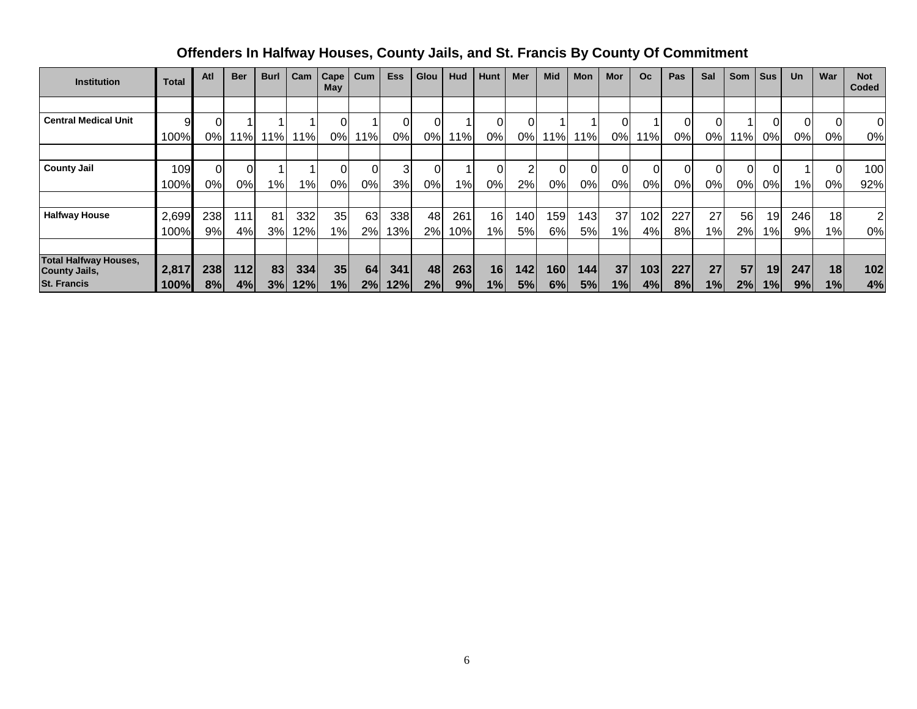# Offenders In Halfway Houses, County Jails, and St. Francis By County Of Commitment

| Institution | Total | Atl | Ber | Burl | Cam | Cape May | Cum | Ess | Glou | Hud | Hunt | Mer | Mid | Mon | Mor | Oc | Pas | Sal | Som | Sus | Un | War | Not Coded |
|---|---|---|---|---|---|---|---|---|---|---|---|---|---|---|---|---|---|---|---|---|---|---|---|
| Central Medical Unit | 9 | 0 | 1 | 1 | 1 | 0 | 1 | 0 | 0 | 1 | 0 | 0 | 1 | 1 | 0 | 1 | 0 | 0 | 1 | 0 | 0 | 0 | 0 |
| | 100% | 0% | 11% | 11% | 11% | 0% | 11% | 0% | 0% | 11% | 0% | 0% | 11% | 11% | 0% | 11% | 0% | 0% | 11% | 0% | 0% | 0% | 0% |
| County Jail | 109 | 0 | 0 | 1 | 1 | 0 | 0 | 3 | 0 | 1 | 0 | 2 | 0 | 0 | 0 | 0 | 0 | 0 | 0 | 0 | 1 | 0 | 100 |
| | 100% | 0% | 0% | 1% | 1% | 0% | 0% | 3% | 0% | 1% | 0% | 2% | 0% | 0% | 0% | 0% | 0% | 0% | 0% | 0% | 1% | 0% | 92% |
| Halfway House | 2,699 | 238 | 111 | 81 | 332 | 35 | 63 | 338 | 48 | 261 | 16 | 140 | 159 | 143 | 37 | 102 | 227 | 27 | 56 | 19 | 246 | 18 | 2 |
| | 100% | 9% | 4% | 3% | 12% | 1% | 2% | 13% | 2% | 10% | 1% | 5% | 6% | 5% | 1% | 4% | 8% | 1% | 2% | 1% | 9% | 1% | 0% |
| **Total Halfway Houses, County Jails, St. Francis** | **2,817** | **238** | **112** | **83** | **334** | **35** | **64** | **341** | **48** | **263** | **16** | **142** | **160** | **144** | **37** | **103** | **227** | **27** | **57** | **19** | **247** | **18** | **102** |
| | **100%** | **8%** | **4%** | **3%** | **12%** | **1%** | **2%** | **12%** | **2%** | **9%** | **1%** | **5%** | **6%** | **5%** | **1%** | **4%** | **8%** | **1%** | **2%** | **1%** | **9%** | **1%** | **4%** |